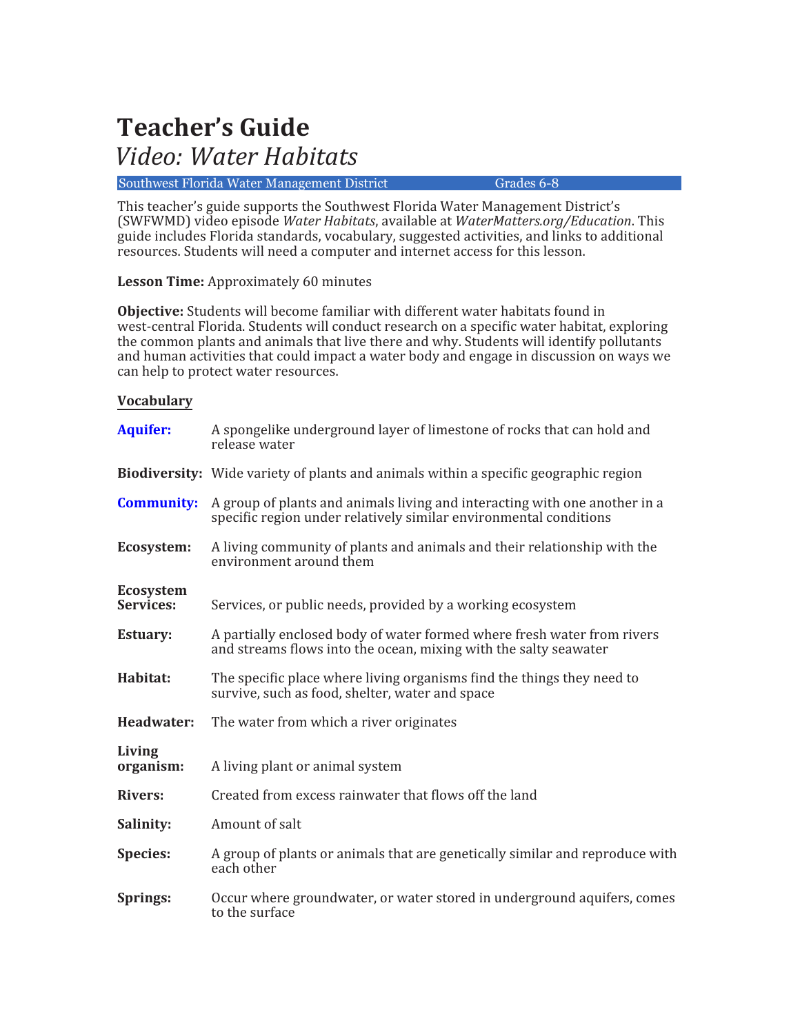# Teacher's Guide

## *Video: Water Habitats*

Southwest Florida Water Management District | Grades 6-8

This teacher's guide supports the Southwest Florida Water Management District's (SWFWMD) video episode *Water Habitats*, available at *WaterMatters.org/Education*. This guide includes Florida standards, vocabulary, suggested activities, and links to additional resources. Students will need a computer and internet access for this lesson.

**Lesson Time:** Approximately 60 minutes

**Objective:** Students will become familiar with different water habitats found in west-central Florida. Students will conduct research on a specific water habitat, exploring the common plants and animals that live there and why. Students will identify pollutants and human activities that could impact a water body and engage in discussion on ways we can help to protect water resources.

### Vocabulary

**Aquifer:** A spongelike underground layer of limestone of rocks that can hold and release water

**Biodiversity:** Wide variety of plants and animals within a specific geographic region

**Community:** A group of plants and animals living and interacting with one another in a specific region under relatively similar environmental conditions

**Ecosystem:** A living community of plants and animals and their relationship with the environment around them

**Ecosystem Services:** Services, or public needs, provided by a working ecosystem

**Estuary:** A partially enclosed body of water formed where fresh water from rivers and streams flows into the ocean, mixing with the salty seawater

**Habitat:** The specific place where living organisms find the things they need to survive, such as food, shelter, water and space

**Headwater:** The water from which a river originates

**Living organism:** A living plant or animal system

**Rivers:** Created from excess rainwater that flows off the land

**Salinity:** Amount of salt

**Species:** A group of plants or animals that are genetically similar and reproduce with each other

**Springs:** Occur where groundwater, or water stored in underground aquifers, comes to the surface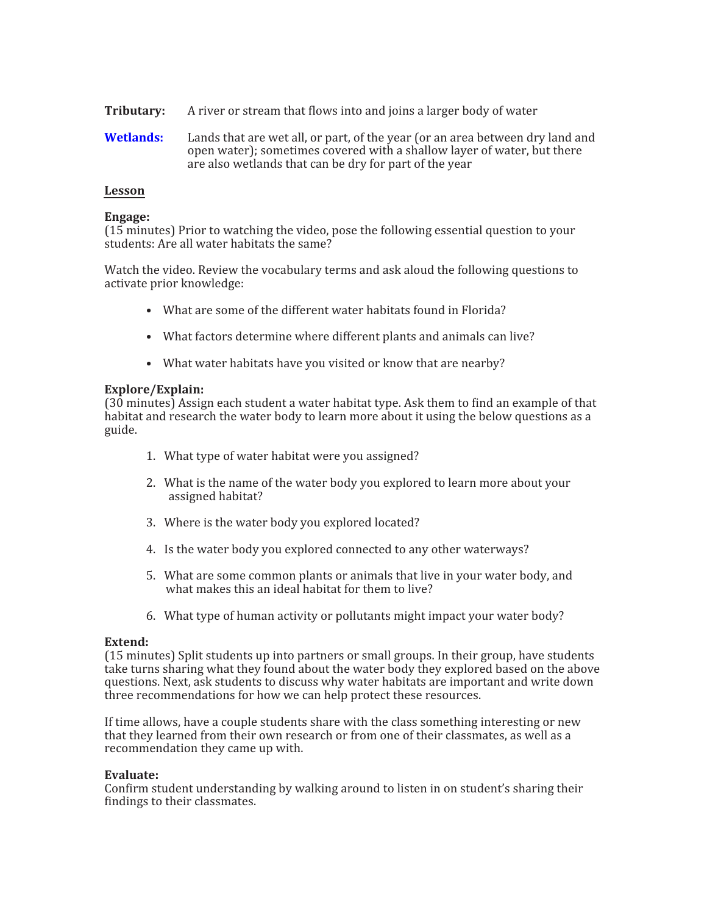**Tributary:** A river or stream that flows into and joins a larger body of water

**Wetlands:** Lands that are wet all, or part, of the year (or an area between dry land and open water); sometimes covered with a shallow layer of water, but there are also wetlands that can be dry for part of the year

## Lesson

**Engage:**
(15 minutes) Prior to watching the video, pose the following essential question to your students: Are all water habitats the same?

Watch the video. Review the vocabulary terms and ask aloud the following questions to activate prior knowledge:

- What are some of the different water habitats found in Florida?
- What factors determine where different plants and animals can live?
- What water habitats have you visited or know that are nearby?

**Explore/Explain:**
(30 minutes) Assign each student a water habitat type. Ask them to find an example of that habitat and research the water body to learn more about it using the below questions as a guide.

1. What type of water habitat were you assigned?
2. What is the name of the water body you explored to learn more about your assigned habitat?
3. Where is the water body you explored located?
4. Is the water body you explored connected to any other waterways?
5. What are some common plants or animals that live in your water body, and what makes this an ideal habitat for them to live?
6. What type of human activity or pollutants might impact your water body?

**Extend:**
(15 minutes) Split students up into partners or small groups. In their group, have students take turns sharing what they found about the water body they explored based on the above questions. Next, ask students to discuss why water habitats are important and write down three recommendations for how we can help protect these resources.

If time allows, have a couple students share with the class something interesting or new that they learned from their own research or from one of their classmates, as well as a recommendation they came up with.

**Evaluate:**
Confirm student understanding by walking around to listen in on student's sharing their findings to their classmates.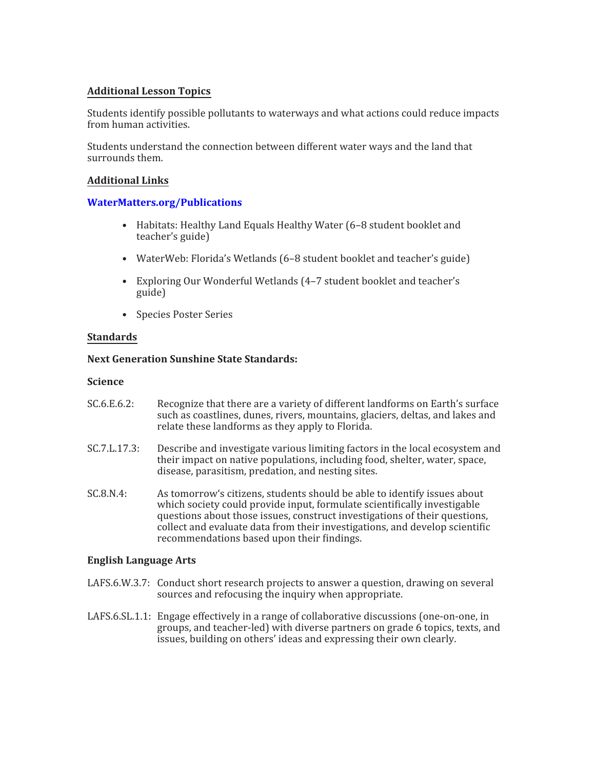## Additional Lesson Topics

Students identify possible pollutants to waterways and what actions could reduce impacts from human activities.

Students understand the connection between different water ways and the land that surrounds them.

## Additional Links

**WaterMatters.org/Publications**

- Habitats: Healthy Land Equals Healthy Water (6–8 student booklet and teacher's guide)
- WaterWeb: Florida's Wetlands (6–8 student booklet and teacher's guide)
- Exploring Our Wonderful Wetlands (4–7 student booklet and teacher's guide)
- Species Poster Series

## Standards

### Next Generation Sunshine State Standards:

**Science**

SC.6.E.6.2: Recognize that there are a variety of different landforms on Earth's surface such as coastlines, dunes, rivers, mountains, glaciers, deltas, and lakes and relate these landforms as they apply to Florida.

SC.7.L.17.3: Describe and investigate various limiting factors in the local ecosystem and their impact on native populations, including food, shelter, water, space, disease, parasitism, predation, and nesting sites.

SC.8.N.4: As tomorrow's citizens, students should be able to identify issues about which society could provide input, formulate scientifically investigable questions about those issues, construct investigations of their questions, collect and evaluate data from their investigations, and develop scientific recommendations based upon their findings.

**English Language Arts**

LAFS.6.W.3.7: Conduct short research projects to answer a question, drawing on several sources and refocusing the inquiry when appropriate.

LAFS.6.SL.1.1: Engage effectively in a range of collaborative discussions (one-on-one, in groups, and teacher-led) with diverse partners on grade 6 topics, texts, and issues, building on others' ideas and expressing their own clearly.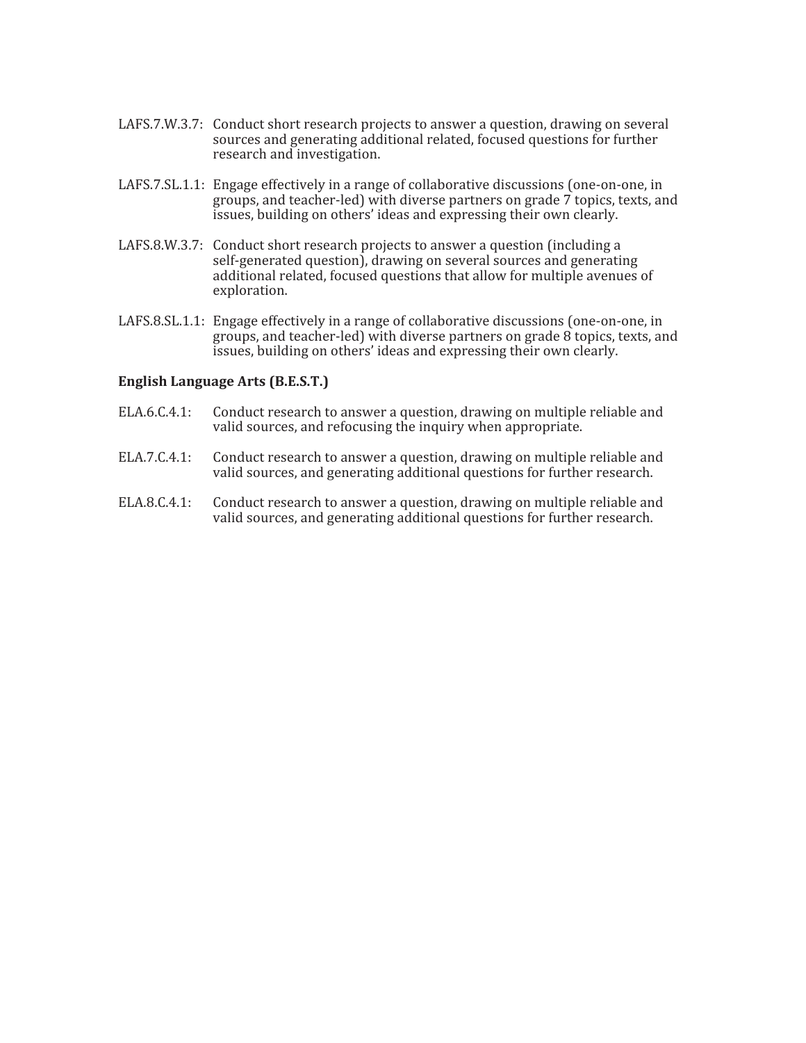LAFS.7.W.3.7: Conduct short research projects to answer a question, drawing on several sources and generating additional related, focused questions for further research and investigation.

LAFS.7.SL.1.1: Engage effectively in a range of collaborative discussions (one-on-one, in groups, and teacher-led) with diverse partners on grade 7 topics, texts, and issues, building on others' ideas and expressing their own clearly.

LAFS.8.W.3.7: Conduct short research projects to answer a question (including a self-generated question), drawing on several sources and generating additional related, focused questions that allow for multiple avenues of exploration.

LAFS.8.SL.1.1: Engage effectively in a range of collaborative discussions (one-on-one, in groups, and teacher-led) with diverse partners on grade 8 topics, texts, and issues, building on others' ideas and expressing their own clearly.

**English Language Arts (B.E.S.T.)**

ELA.6.C.4.1: Conduct research to answer a question, drawing on multiple reliable and valid sources, and refocusing the inquiry when appropriate.

ELA.7.C.4.1: Conduct research to answer a question, drawing on multiple reliable and valid sources, and generating additional questions for further research.

ELA.8.C.4.1: Conduct research to answer a question, drawing on multiple reliable and valid sources, and generating additional questions for further research.